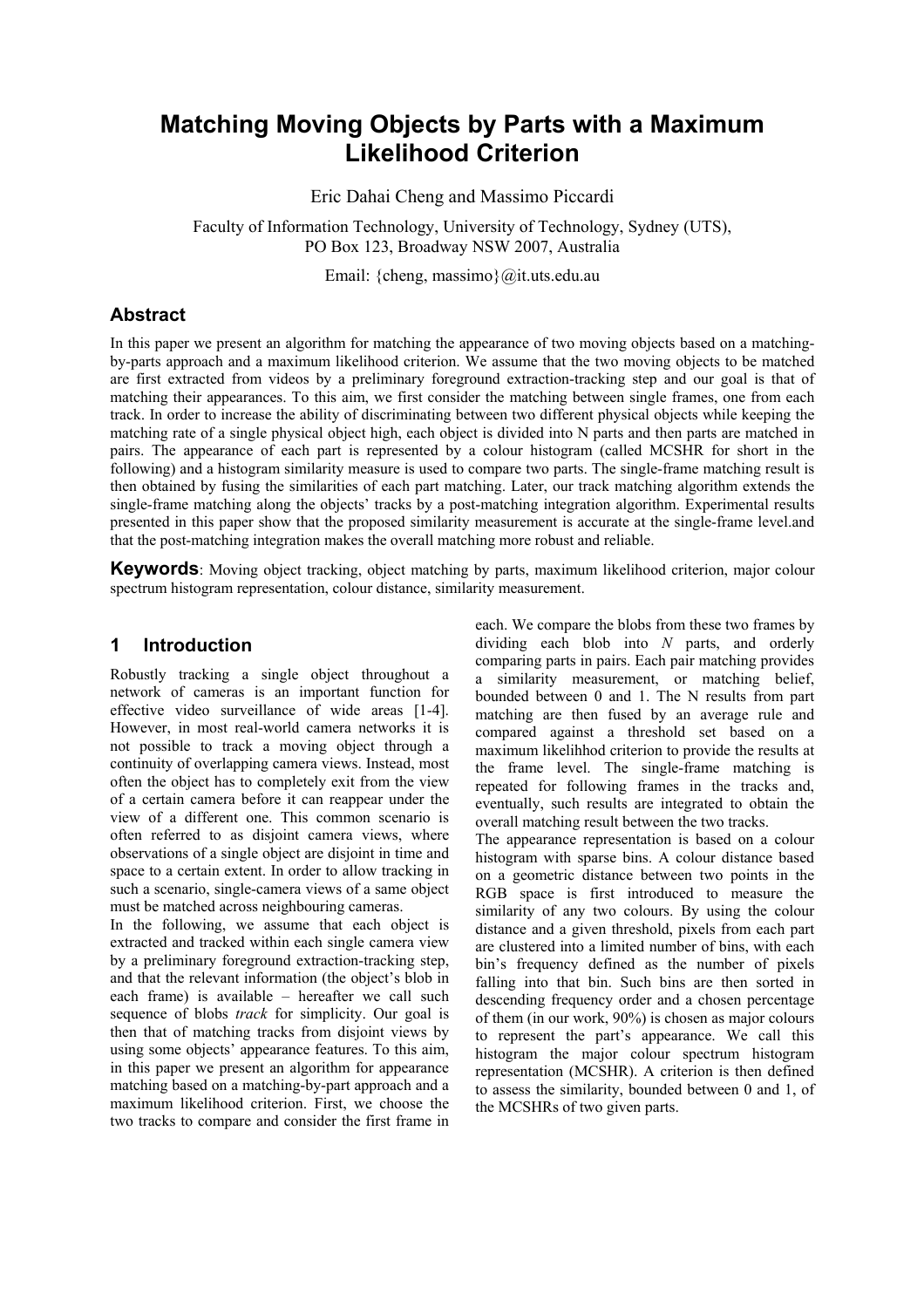# Matching Moving Objects by Parts with a Maximum Likelihood Criterion

Eric Dahai Cheng and Massimo Piccardi

Faculty of Information Technology, University of Technology, Sydney (UTS), PO Box 123, Broadway NSW 2007, Australia

Email: {cheng, massimo}@it.uts.edu.au

## Abstract

In this paper we present an algorithm for matching the appearance of two moving objects based on a matching-by-parts approach and a maximum likelihood criterion. We assume that the two moving objects to be matched are first extracted from videos by a preliminary foreground extraction-tracking step and our goal is that of matching their appearances. To this aim, we first consider the matching between single frames, one from each track. In order to increase the ability of discriminating between two different physical objects while keeping the matching rate of a single physical object high, each object is divided into N parts and then parts are matched in pairs. The appearance of each part is represented by a colour histogram (called MCSHR for short in the following) and a histogram similarity measure is used to compare two parts. The single-frame matching result is then obtained by fusing the similarities of each part matching. Later, our track matching algorithm extends the single-frame matching along the objects' tracks by a post-matching integration algorithm. Experimental results presented in this paper show that the proposed similarity measurement is accurate at the single-frame level.and that the post-matching integration makes the overall matching more robust and reliable.

**Keywords**: Moving object tracking, object matching by parts, maximum likelihood criterion, major colour spectrum histogram representation, colour distance, similarity measurement.

## 1 Introduction

Robustly tracking a single object throughout a network of cameras is an important function for effective video surveillance of wide areas [1-4]. However, in most real-world camera networks it is not possible to track a moving object through a continuity of overlapping camera views. Instead, most often the object has to completely exit from the view of a certain camera before it can reappear under the view of a different one. This common scenario is often referred to as disjoint camera views, where observations of a single object are disjoint in time and space to a certain extent. In order to allow tracking in such a scenario, single-camera views of a same object must be matched across neighbouring cameras.

In the following, we assume that each object is extracted and tracked within each single camera view by a preliminary foreground extraction-tracking step, and that the relevant information (the object's blob in each frame) is available – hereafter we call such sequence of blobs *track* for simplicity. Our goal is then that of matching tracks from disjoint views by using some objects' appearance features. To this aim, in this paper we present an algorithm for appearance matching based on a matching-by-part approach and a maximum likelihood criterion. First, we choose the two tracks to compare and consider the first frame in each. We compare the blobs from these two frames by dividing each blob into *N* parts, and orderly comparing parts in pairs. Each pair matching provides a similarity measurement, or matching belief, bounded between 0 and 1. The N results from part matching are then fused by an average rule and compared against a threshold set based on a maximum likelihhod criterion to provide the results at the frame level. The single-frame matching is repeated for following frames in the tracks and, eventually, such results are integrated to obtain the overall matching result between the two tracks.

The appearance representation is based on a colour histogram with sparse bins. A colour distance based on a geometric distance between two points in the RGB space is first introduced to measure the similarity of any two colours. By using the colour distance and a given threshold, pixels from each part are clustered into a limited number of bins, with each bin's frequency defined as the number of pixels falling into that bin. Such bins are then sorted in descending frequency order and a chosen percentage of them (in our work, 90%) is chosen as major colours to represent the part's appearance. We call this histogram the major colour spectrum histogram representation (MCSHR). A criterion is then defined to assess the similarity, bounded between 0 and 1, of the MCSHRs of two given parts.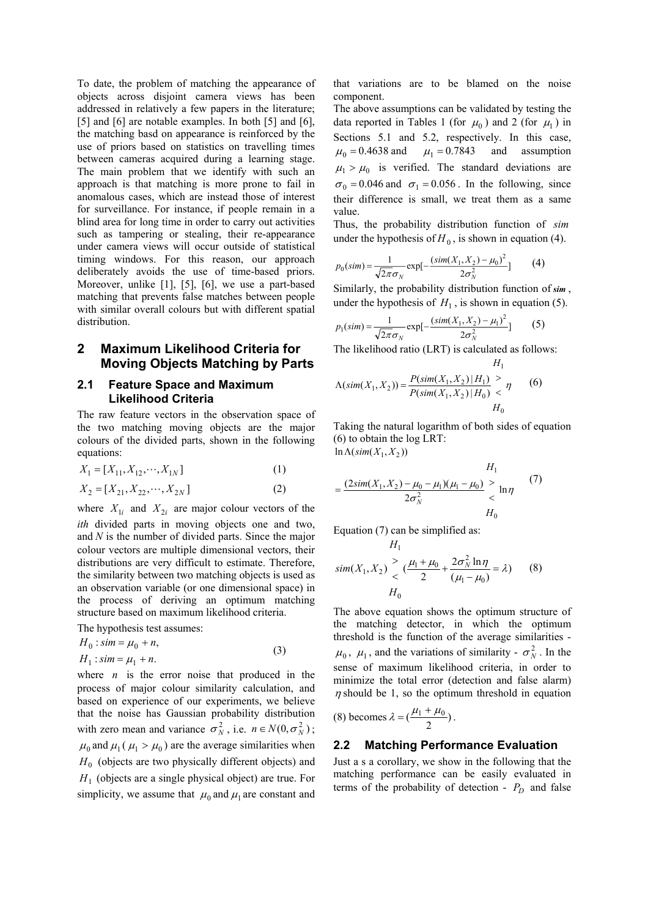To date, the problem of matching the appearance of objects across disjoint camera views has been addressed in relatively a few papers in the literature; [5] and [6] are notable examples. In both [5] and [6], the matching basd on appearance is reinforced by the use of priors based on statistics on travelling times between cameras acquired during a learning stage. The main problem that we identify with such an approach is that matching is more prone to fail in anomalous cases, which are instead those of interest for surveillance. For instance, if people remain in a blind area for long time in order to carry out activities such as tampering or stealing, their re-appearance under camera views will occur outside of statistical timing windows. For this reason, our approach deliberately avoids the use of time-based priors. Moreover, unlike [1], [5], [6], we use a part-based matching that prevents false matches between people with similar overall colours but with different spatial distribution.

## 2 Maximum Likelihood Criteria for Moving Objects Matching by Parts

### 2.1 Feature Space and Maximum Likelihood Criteria

The raw feature vectors in the observation space of the two matching moving objects are the major colours of the divided parts, shown in the following equations:

$$X_1 = [X_{11}, X_{12}, \cdots, X_{1N}] \quad (1)$$

$$X_2 = [X_{21}, X_{22}, \cdots, X_{2N}] \quad (2)$$

where $X_{1i}$ and $X_{2i}$ are major colour vectors of the *ith* divided parts in moving objects one and two, and *N* is the number of divided parts. Since the major colour vectors are multiple dimensional vectors, their distributions are very difficult to estimate. Therefore, the similarity between two matching objects is used as an observation variable (or one dimensional space) in the process of deriving an optimum matching structure based on maximum likelihood criteria.

The hypothesis test assumes:

$$\begin{aligned} H_0 &: sim = \mu_0 + n, \\ H_1 &: sim = \mu_1 + n. \end{aligned} \quad (3)$$

where $n$ is the error noise that produced in the process of major colour similarity calculation, and based on experience of our experiments, we believe that the noise has Gaussian probability distribution with zero mean and variance $\sigma_N^2$, i.e. $n \in N(0, \sigma_N^2)$; $\mu_0$ and $\mu_1$ ($\mu_1 > \mu_0$) are the average similarities when $H_0$ (objects are two physically different objects) and $H_1$ (objects are a single physical object) are true. For simplicity, we assume that $\mu_0$ and $\mu_1$ are constant and that variations are to be blamed on the noise component.

The above assumptions can be validated by testing the data reported in Tables 1 (for $\mu_0$) and 2 (for $\mu_1$) in Sections 5.1 and 5.2, respectively. In this case, $\mu_0 = 0.4638$ and $\mu_1 = 0.7843$ and assumption $\mu_1 > \mu_0$ is verified. The standard deviations are $\sigma_0 = 0.046$ and $\sigma_1 = 0.056$. In the following, since their difference is small, we treat them as a same value.

Thus, the probability distribution function of *sim* under the hypothesis of $H_0$, is shown in equation (4).

$$p_0(sim) = \frac{1}{\sqrt{2\pi}\sigma_N} \exp[-\frac{(sim(X_1, X_2) - \mu_0)^2}{2\sigma_N^2}] \quad (4)$$

Similarly, the probability distribution function of ***sim***, under the hypothesis of $H_1$, is shown in equation (5).

$$p_1(sim) = \frac{1}{\sqrt{2\pi}\sigma_N} \exp[-\frac{(sim(X_1, X_2) - \mu_1)^2}{2\sigma_N^2}] \quad (5)$$

The likelihood ratio (LRT) is calculated as follows:

$$\Lambda(sim(X_1, X_2)) = \frac{P(sim(X_1, X_2) \mid H_1)}{P(sim(X_1, X_2) \mid H_0)} \underset{H_0}{\overset{H_1}{\gtrless}} \eta \quad (6)$$

Taking the natural logarithm of both sides of equation (6) to obtain the log LRT:

$$\ln \Lambda(sim(X_1, X_2)) = \frac{(2sim(X_1, X_2) - \mu_0 - \mu_1)(\mu_1 - \mu_0)}{2\sigma_N^2} \underset{H_0}{\overset{H_1}{\gtrless}} \ln \eta \quad (7)$$

Equation (7) can be simplified as:

$$sim(X_1, X_2) \underset{H_0}{\overset{H_1}{\gtrless}} (\frac{\mu_1 + \mu_0}{2} + \frac{2\sigma_N^2 \ln \eta}{(\mu_1 - \mu_0)} = \lambda) \quad (8)$$

The above equation shows the optimum structure of the matching detector, in which the optimum threshold is the function of the average similarities - $\mu_0$, $\mu_1$, and the variations of similarity - $\sigma_N^2$. In the sense of maximum likelihood criteria, in order to minimize the total error (detection and false alarm) $\eta$ should be 1, so the optimum threshold in equation (8) becomes $\lambda = (\frac{\mu_1 + \mu_0}{2})$.

### 2.2 Matching Performance Evaluation

Just a s a corollary, we show in the following that the matching performance can be easily evaluated in terms of the probability of detection - $P_D$ and false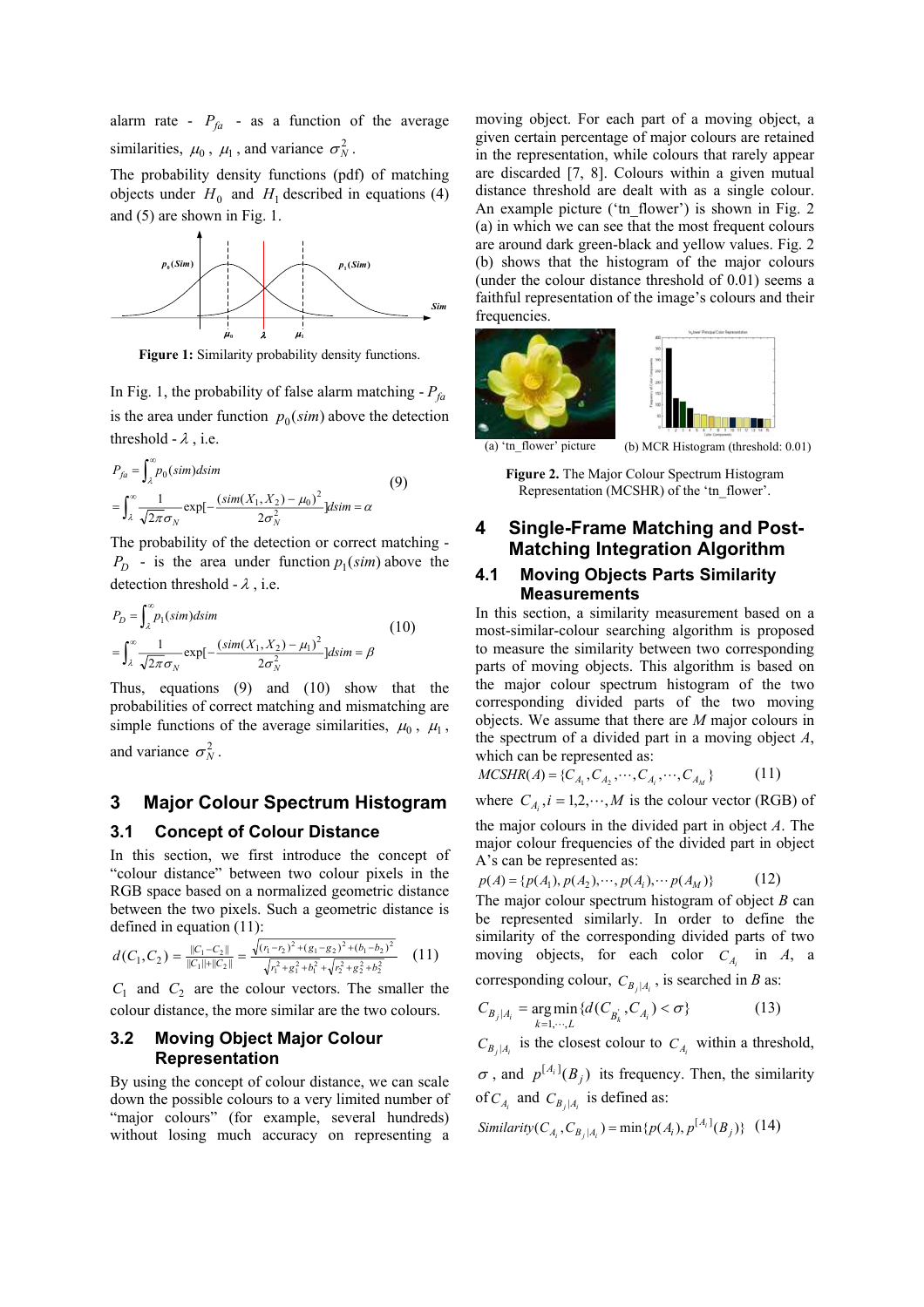alarm rate - $P_{fa}$ - as a function of the average similarities, $\mu_0$, $\mu_1$, and variance $\sigma_N^2$.

The probability density functions (pdf) of matching objects under $H_0$ and $H_1$ described in equations (4) and (5) are shown in Fig. 1.

**Figure 1:** Similarity probability density functions.

In Fig. 1, the probability of false alarm matching - $P_{fa}$ is the area under function $p_0(sim)$ above the detection threshold - $\lambda$, i.e.

$$
\begin{aligned}
P_{fa} &= \int_{\lambda}^{\infty} p_0(sim)dsim \\
&= \int_{\lambda}^{\infty} \frac{1}{\sqrt{2\pi}\sigma_N} \exp[-\frac{(sim(X_1, X_2) - \mu_0)^2}{2\sigma_N^2}]dsim = \alpha
\end{aligned} \tag{9}
$$

The probability of the detection or correct matching - $P_D$ - is the area under function $p_1(sim)$ above the detection threshold - $\lambda$, i.e.

$$
\begin{aligned}
P_D &= \int_{\lambda}^{\infty} p_1(sim)dsim \\
&= \int_{\lambda}^{\infty} \frac{1}{\sqrt{2\pi}\sigma_N} \exp[-\frac{(sim(X_1, X_2) - \mu_1)^2}{2\sigma_N^2}]dsim = \beta
\end{aligned} \tag{10}
$$

Thus, equations (9) and (10) show that the probabilities of correct matching and mismatching are simple functions of the average similarities, $\mu_0$, $\mu_1$, and variance $\sigma_N^2$.

# 3 Major Colour Spectrum Histogram

## 3.1 Concept of Colour Distance

In this section, we first introduce the concept of "colour distance" between two colour pixels in the RGB space based on a normalized geometric distance between the two pixels. Such a geometric distance is defined in equation (11):

$$
d(C_1, C_2) = \frac{\|C_1 - C_2\|}{\|C_1\| + \|C_2\|} = \frac{\sqrt{(r_1 - r_2)^2 + (g_1 - g_2)^2 + (b_1 - b_2)^2}}{\sqrt{r_1^2 + g_1^2 + b_1^2} + \sqrt{r_2^2 + g_2^2 + b_2^2}} \tag{11}
$$

$C_1$ and $C_2$ are the colour vectors. The smaller the colour distance, the more similar are the two colours.

## 3.2 Moving Object Major Colour Representation

By using the concept of colour distance, we can scale down the possible colours to a very limited number of "major colours" (for example, several hundreds) without losing much accuracy on representing a moving object. For each part of a moving object, a given certain percentage of major colours are retained in the representation, while colours that rarely appear are discarded [7, 8]. Colours within a given mutual distance threshold are dealt with as a single colour. An example picture ('tn_flower') is shown in Fig. 2 (a) in which we can see that the most frequent colours are around dark green-black and yellow values. Fig. 2 (b) shows that the histogram of the major colours (under the colour distance threshold of 0.01) seems a faithful representation of the image's colours and their frequencies.

(a) 'tn_flower' picture (b) MCR Histogram (threshold: 0.01)

**Figure 2.** The Major Colour Spectrum Histogram Representation (MCSHR) of the 'tn_flower'.

# 4 Single-Frame Matching and Post-Matching Integration Algorithm

## 4.1 Moving Objects Parts Similarity Measurements

In this section, a similarity measurement based on a most-similar-colour searching algorithm is proposed to measure the similarity between two corresponding parts of moving objects. This algorithm is based on the major colour spectrum histogram of the two corresponding divided parts of the two moving objects. We assume that there are *M* major colours in the spectrum of a divided part in a moving object *A*, which can be represented as:

$$
MCSHR(A) = \{C_{A_1}, C_{A_2}, \cdots, C_{A_i}, \cdots, C_{A_M}\} \tag{11}
$$

where $C_{A_i}, i = 1, 2, \cdots, M$ is the colour vector (RGB) of the major colours in the divided part in object *A*. The major colour frequencies of the divided part in object A's can be represented as:

$$
p(A) = \{p(A_1), p(A_2), \cdots, p(A_i), \cdots p(A_M)\} \tag{12}
$$

The major colour spectrum histogram of object *B* can be represented similarly. In order to define the similarity of the corresponding divided parts of two moving objects, for each color $C_{A_i}$ in *A*, a corresponding colour, $C_{B_j|A_i}$, is searched in *B* as:

$$
C_{B_j|A_i} = \underset{k=1,\cdots,L}{\arg\min} \{d(C_{B_k}^{'}, C_{A_i}) < \sigma\} \tag{13}
$$

$C_{B_j|A_i}$ is the closest colour to $C_{A_i}$ within a threshold, $\sigma$, and $p^{[A_i]}(B_j)$ its frequency. Then, the similarity of $C_{A_i}$ and $C_{B_j|A_i}$ is defined as:

$$
Similarity(C_{A_i}, C_{B_j|A_i}) = \min\{p(A_i), p^{[A_i]}(B_j)\} \tag{14}
$$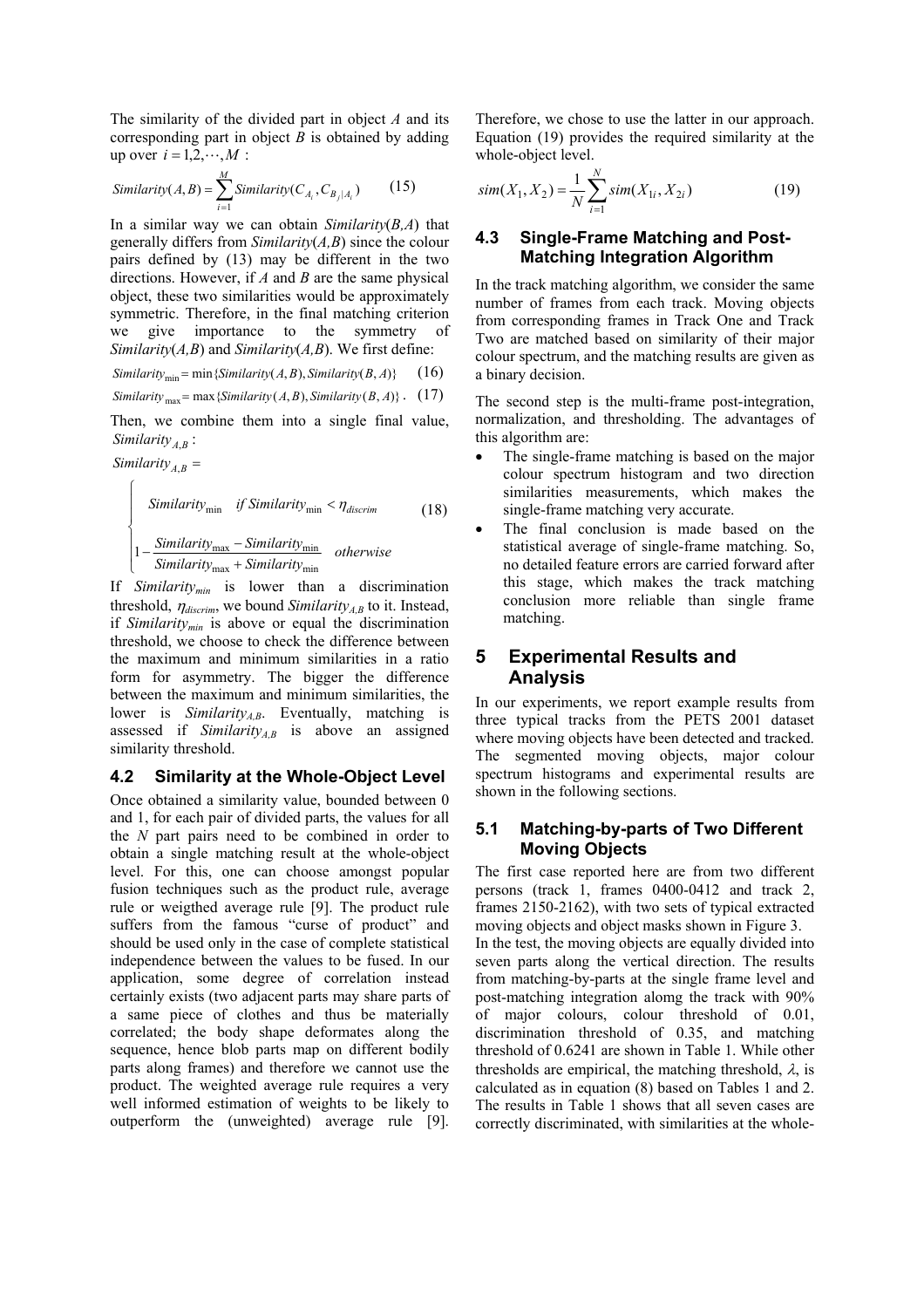The similarity of the divided part in object *A* and its corresponding part in object *B* is obtained by adding up over $i = 1,2,\cdots,M$ :

$$Similarity(A,B) = \sum_{i=1}^{M} Similarity(C_{A_i}, C_{B_j|A_i}) \qquad (15)$$

In a similar way we can obtain *Similarity*(*B,A*) that generally differs from *Similarity*(*A,B*) since the colour pairs defined by (13) may be different in the two directions. However, if *A* and *B* are the same physical object, these two similarities would be approximately symmetric. Therefore, in the final matching criterion we give importance to the symmetry of *Similarity*(*A,B*) and *Similarity*(*A,B*). We first define:

$$Similarity_{\min} = \min\{Similarity(A,B), Similarity(B,A)\} \qquad (16)$$

$$Similarity_{\max} = \max\{Similarity(A,B), Similarity(B,A)\} \qquad (17)$$

Then, we combine them into a single final value, $Similarity_{A,B}$ :

$$Similarity_{A,B} = \begin{cases} Similarity_{\min} & if\ Similarity_{\min} < \eta_{discrim} \\ 1 - \dfrac{Similarity_{\max} - Similarity_{\min}}{Similarity_{\max} + Similarity_{\min}} & otherwise \end{cases} \qquad (18)$$

If $Similarity_{min}$ is lower than a discrimination threshold, $\eta_{discrim}$, we bound $Similarity_{A,B}$ to it. Instead, if $Similarity_{min}$ is above or equal the discrimination threshold, we choose to check the difference between the maximum and minimum similarities in a ratio form for asymmetry. The bigger the difference between the maximum and minimum similarities, the lower is $Similarity_{A,B}$. Eventually, matching is assessed if $Similarity_{A,B}$ is above an assigned similarity threshold.

## 4.2 Similarity at the Whole-Object Level

Once obtained a similarity value, bounded between 0 and 1, for each pair of divided parts, the values for all the *N* part pairs need to be combined in order to obtain a single matching result at the whole-object level. For this, one can choose amongst popular fusion techniques such as the product rule, average rule or weigthed average rule [9]. The product rule suffers from the famous "curse of product" and should be used only in the case of complete statistical independence between the values to be fused. In our application, some degree of correlation instead certainly exists (two adjacent parts may share parts of a same piece of clothes and thus be materially correlated; the body shape deformates along the sequence, hence blob parts map on different bodily parts along frames) and therefore we cannot use the product. The weighted average rule requires a very well informed estimation of weights to be likely to outperform the (unweighted) average rule [9]. Therefore, we chose to use the latter in our approach. Equation (19) provides the required similarity at the whole-object level.

$$sim(X_1, X_2) = \frac{1}{N}\sum_{i=1}^{N} sim(X_{1i}, X_{2i}) \qquad (19)$$

## 4.3 Single-Frame Matching and Post-Matching Integration Algorithm

In the track matching algorithm, we consider the same number of frames from each track. Moving objects from corresponding frames in Track One and Track Two are matched based on similarity of their major colour spectrum, and the matching results are given as a binary decision.

The second step is the multi-frame post-integration, normalization, and thresholding. The advantages of this algorithm are:

- The single-frame matching is based on the major colour spectrum histogram and two direction similarities measurements, which makes the single-frame matching very accurate.
- The final conclusion is made based on the statistical average of single-frame matching. So, no detailed feature errors are carried forward after this stage, which makes the track matching conclusion more reliable than single frame matching.

# 5 Experimental Results and Analysis

In our experiments, we report example results from three typical tracks from the PETS 2001 dataset where moving objects have been detected and tracked. The segmented moving objects, major colour spectrum histograms and experimental results are shown in the following sections.

## 5.1 Matching-by-parts of Two Different Moving Objects

The first case reported here are from two different persons (track 1, frames 0400-0412 and track 2, frames 2150-2162), with two sets of typical extracted moving objects and object masks shown in Figure 3.

In the test, the moving objects are equally divided into seven parts along the vertical direction. The results from matching-by-parts at the single frame level and post-matching integration alomg the track with 90% of major colours, colour threshold of 0.01, discrimination threshold of 0.35, and matching threshold of 0.6241 are shown in Table 1. While other thresholds are empirical, the matching threshold, $\lambda$, is calculated as in equation (8) based on Tables 1 and 2. The results in Table 1 shows that all seven cases are correctly discriminated, with similarities at the whole-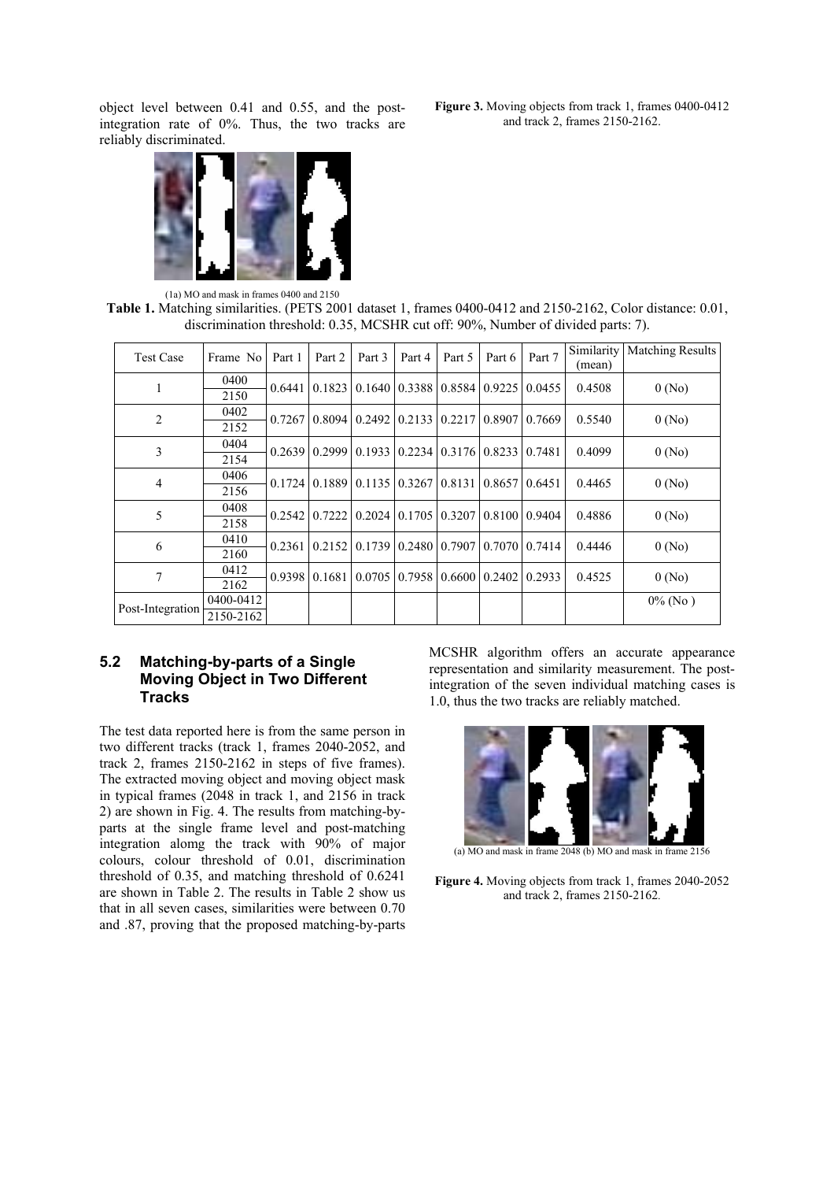object level between 0.41 and 0.55, and the post-integration rate of 0%. Thus, the two tracks are reliably discriminated.

(1a) MO and mask in frames 0400 and 2150

**Figure 3.** Moving objects from track 1, frames 0400-0412 and track 2, frames 2150-2162.

**Table 1.** Matching similarities. (PETS 2001 dataset 1, frames 0400-0412 and 2150-2162, Color distance: 0.01, discrimination threshold: 0.35, MCSHR cut off: 90%, Number of divided parts: 7).

| Test Case | Frame No | Part 1 | Part 2 | Part 3 | Part 4 | Part 5 | Part 6 | Part 7 | Similarity (mean) | Matching Results |
|---|---|---|---|---|---|---|---|---|---|---|
| 1 | 0400<br>2150 | 0.6441 | 0.1823 | 0.1640 | 0.3388 | 0.8584 | 0.9225 | 0.0455 | 0.4508 | 0 (No) |
| 2 | 0402<br>2152 | 0.7267 | 0.8094 | 0.2492 | 0.2133 | 0.2217 | 0.8907 | 0.7669 | 0.5540 | 0 (No) |
| 3 | 0404<br>2154 | 0.2639 | 0.2999 | 0.1933 | 0.2234 | 0.3176 | 0.8233 | 0.7481 | 0.4099 | 0 (No) |
| 4 | 0406<br>2156 | 0.1724 | 0.1889 | 0.1135 | 0.3267 | 0.8131 | 0.8657 | 0.6451 | 0.4465 | 0 (No) |
| 5 | 0408<br>2158 | 0.2542 | 0.7222 | 0.2024 | 0.1705 | 0.3207 | 0.8100 | 0.9404 | 0.4886 | 0 (No) |
| 6 | 0410<br>2160 | 0.2361 | 0.2152 | 0.1739 | 0.2480 | 0.7907 | 0.7070 | 0.7414 | 0.4446 | 0 (No) |
| 7 | 0412<br>2162 | 0.9398 | 0.1681 | 0.0705 | 0.7958 | 0.6600 | 0.2402 | 0.2933 | 0.4525 | 0 (No) |
| Post-Integration | 0400-0412<br>2150-2162 | | | | | | | | | 0% (No ) |

## 5.2 Matching-by-parts of a Single Moving Object in Two Different Tracks

The test data reported here is from the same person in two different tracks (track 1, frames 2040-2052, and track 2, frames 2150-2162 in steps of five frames). The extracted moving object and moving object mask in typical frames (2048 in track 1, and 2156 in track 2) are shown in Fig. 4. The results from matching-by-parts at the single frame level and post-matching integration alomg the track with 90% of major colours, colour threshold of 0.01, discrimination threshold of 0.35, and matching threshold of 0.6241 are shown in Table 2. The results in Table 2 show us that in all seven cases, similarities were between 0.70 and .87, proving that the proposed matching-by-parts MCSHR algorithm offers an accurate appearance representation and similarity measurement. The post-integration of the seven individual matching cases is 1.0, thus the two tracks are reliably matched.

(a) MO and mask in frame 2048 (b) MO and mask in frame 2156

**Figure 4.** Moving objects from track 1, frames 2040-2052 and track 2, frames 2150-2162.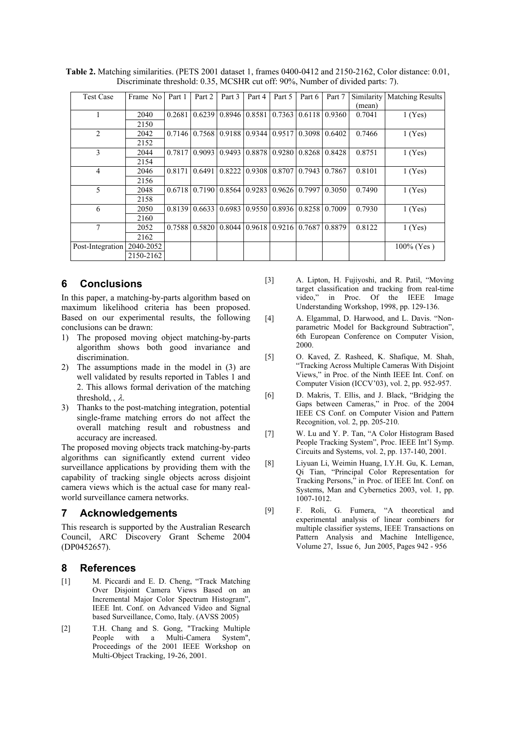**Table 2.** Matching similarities. (PETS 2001 dataset 1, frames 0400-0412 and 2150-2162, Color distance: 0.01, Discriminate threshold: 0.35, MCSHR cut off: 90%, Number of divided parts: 7).

| Test Case | Frame No | Part 1 | Part 2 | Part 3 | Part 4 | Part 5 | Part 6 | Part 7 | Similarity (mean) | Matching Results |
|---|---|---|---|---|---|---|---|---|---|---|
| 1 | 2040<br>2150 | 0.2681 | 0.6239 | 0.8946 | 0.8581 | 0.7363 | 0.6118 | 0.9360 | 0.7041 | 1 (Yes) |
| 2 | 2042<br>2152 | 0.7146 | 0.7568 | 0.9188 | 0.9344 | 0.9517 | 0.3098 | 0.6402 | 0.7466 | 1 (Yes) |
| 3 | 2044<br>2154 | 0.7817 | 0.9093 | 0.9493 | 0.8878 | 0.9280 | 0.8268 | 0.8428 | 0.8751 | 1 (Yes) |
| 4 | 2046<br>2156 | 0.8171 | 0.6491 | 0.8222 | 0.9308 | 0.8707 | 0.7943 | 0.7867 | 0.8101 | 1 (Yes) |
| 5 | 2048<br>2158 | 0.6718 | 0.7190 | 0.8564 | 0.9283 | 0.9626 | 0.7997 | 0.3050 | 0.7490 | 1 (Yes) |
| 6 | 2050<br>2160 | 0.8139 | 0.6633 | 0.6983 | 0.9550 | 0.8936 | 0.8258 | 0.7009 | 0.7930 | 1 (Yes) |
| 7 | 2052<br>2162 | 0.7588 | 0.5820 | 0.8044 | 0.9618 | 0.9216 | 0.7687 | 0.8879 | 0.8122 | 1 (Yes) |
| Post-Integration | 2040-2052<br>2150-2162 | | | | | | | | | 100% (Yes ) |

## 6 Conclusions

In this paper, a matching-by-parts algorithm based on maximum likelihood criteria has been proposed. Based on our experimental results, the following conclusions can be drawn:

1) The proposed moving object matching-by-parts algorithm shows both good invariance and discrimination.
2) The assumptions made in the model in (3) are well validated by results reported in Tables 1 and 2. This allows formal derivation of the matching threshold, , $\lambda$.
3) Thanks to the post-matching integration, potential single-frame matching errors do not affect the overall matching result and robustness and accuracy are increased.

The proposed moving objects track matching-by-parts algorithms can significantly extend current video surveillance applications by providing them with the capability of tracking single objects across disjoint camera views which is the actual case for many real-world surveillance camera networks.

## 7 Acknowledgements

This research is supported by the Australian Research Council, ARC Discovery Grant Scheme 2004 (DP0452657).

## 8 References

[1] M. Piccardi and E. D. Cheng, "Track Matching Over Disjoint Camera Views Based on an Incremental Major Color Spectrum Histogram", IEEE Int. Conf. on Advanced Video and Signal based Surveillance, Como, Italy. (AVSS 2005)

[2] T.H. Chang and S. Gong, "Tracking Multiple People with a Multi-Camera System", Proceedings of the 2001 IEEE Workshop on Multi-Object Tracking, 19-26, 2001.

[3] A. Lipton, H. Fujiyoshi, and R. Patil, "Moving target classification and tracking from real-time video," in Proc. Of the IEEE Image Understanding Workshop, 1998, pp. 129-136.

[4] A. Elgammal, D. Harwood, and L. Davis. "Non-parametric Model for Background Subtraction", 6th European Conference on Computer Vision, 2000.

[5] O. Kaved, Z. Rasheed, K. Shafique, M. Shah, "Tracking Across Multiple Cameras With Disjoint Views," in Proc. of the Ninth IEEE Int. Conf. on Computer Vision (ICCV'03), vol. 2, pp. 952-957.

[6] D. Makris, T. Ellis, and J. Black, "Bridging the Gaps between Cameras," in Proc. of the 2004 IEEE CS Conf. on Computer Vision and Pattern Recognition, vol. 2, pp. 205-210.

[7] W. Lu and Y. P. Tan, "A Color Histogram Based People Tracking System", Proc. IEEE Int'l Symp. Circuits and Systems, vol. 2, pp. 137-140, 2001.

[8] Liyuan Li, Weimin Huang, I.Y.H. Gu, K. Leman, Qi Tian, "Principal Color Representation for Tracking Persons," in Proc. of IEEE Int. Conf. on Systems, Man and Cybernetics 2003, vol. 1, pp. 1007-1012.

[9] F. Roli, G. Fumera, "A theoretical and experimental analysis of linear combiners for multiple classifier systems, IEEE Transactions on Pattern Analysis and Machine Intelligence, Volume 27, Issue 6, Jun 2005, Pages 942 - 956